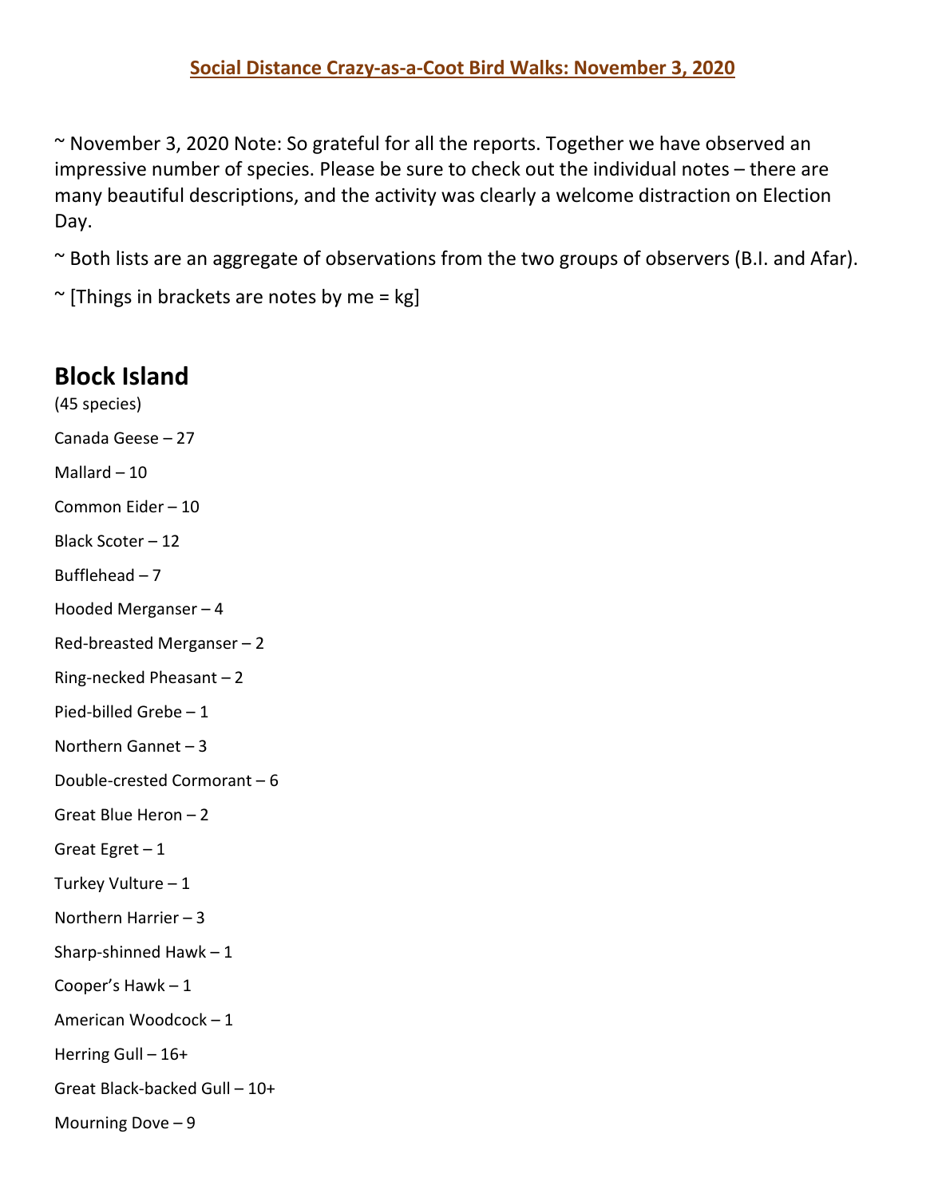# Social Distance Crazy-as-a-Coot Bird Walks: November 3, 2020

~ November 3, 2020 Note: So grateful for all the reports. Together we have observed an impressive number of species. Please be sure to check out the individual notes – there are many beautiful descriptions, and the activity was clearly a welcome distraction on Election Day.

~ Both lists are an aggregate of observations from the two groups of observers (B.I. and Afar).

~ [Things in brackets are notes by me = kg]

## Block Island

(45 species)

Canada Geese – 27

Mallard – 10

Common Eider – 10

Black Scoter – 12

Bufflehead – 7

Hooded Merganser – 4

Red-breasted Merganser – 2

Ring-necked Pheasant – 2

Pied-billed Grebe – 1

Northern Gannet – 3

Double-crested Cormorant – 6

Great Blue Heron – 2

Great Egret – 1

Turkey Vulture – 1

Northern Harrier – 3

Sharp-shinned Hawk – 1

Cooper's Hawk – 1

American Woodcock – 1

Herring Gull – 16+

Great Black-backed Gull – 10+

Mourning Dove – 9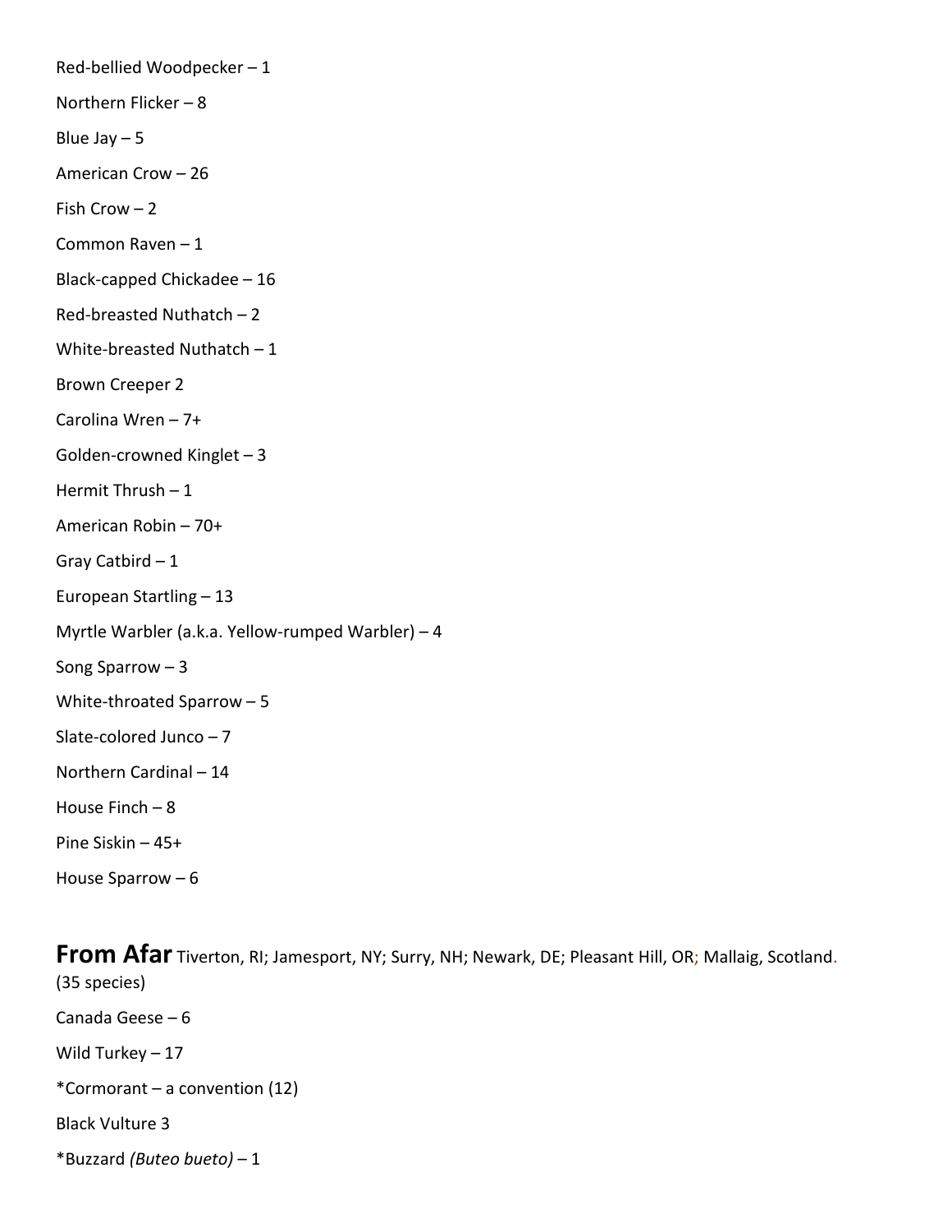Red-bellied Woodpecker – 1

Northern Flicker – 8

Blue Jay – 5

American Crow – 26

Fish Crow – 2

Common Raven – 1

Black-capped Chickadee – 16

Red-breasted Nuthatch – 2

White-breasted Nuthatch – 1

Brown Creeper 2

Carolina Wren – 7+

Golden-crowned Kinglet – 3

Hermit Thrush – 1

American Robin – 70+

Gray Catbird – 1

European Startling – 13

Myrtle Warbler (a.k.a. Yellow-rumped Warbler) – 4

Song Sparrow – 3

White-throated Sparrow – 5

Slate-colored Junco – 7

Northern Cardinal – 14

House Finch – 8

Pine Siskin – 45+

House Sparrow – 6

**From Afar** Tiverton, RI; Jamesport, NY; Surry, NH; Newark, DE; Pleasant Hill, OR; Mallaig, Scotland. (35 species)

Canada Geese – 6

Wild Turkey – 17

*Cormorant – a convention (12)

Black Vulture 3

*Buzzard *(Buteo bueto)* – 1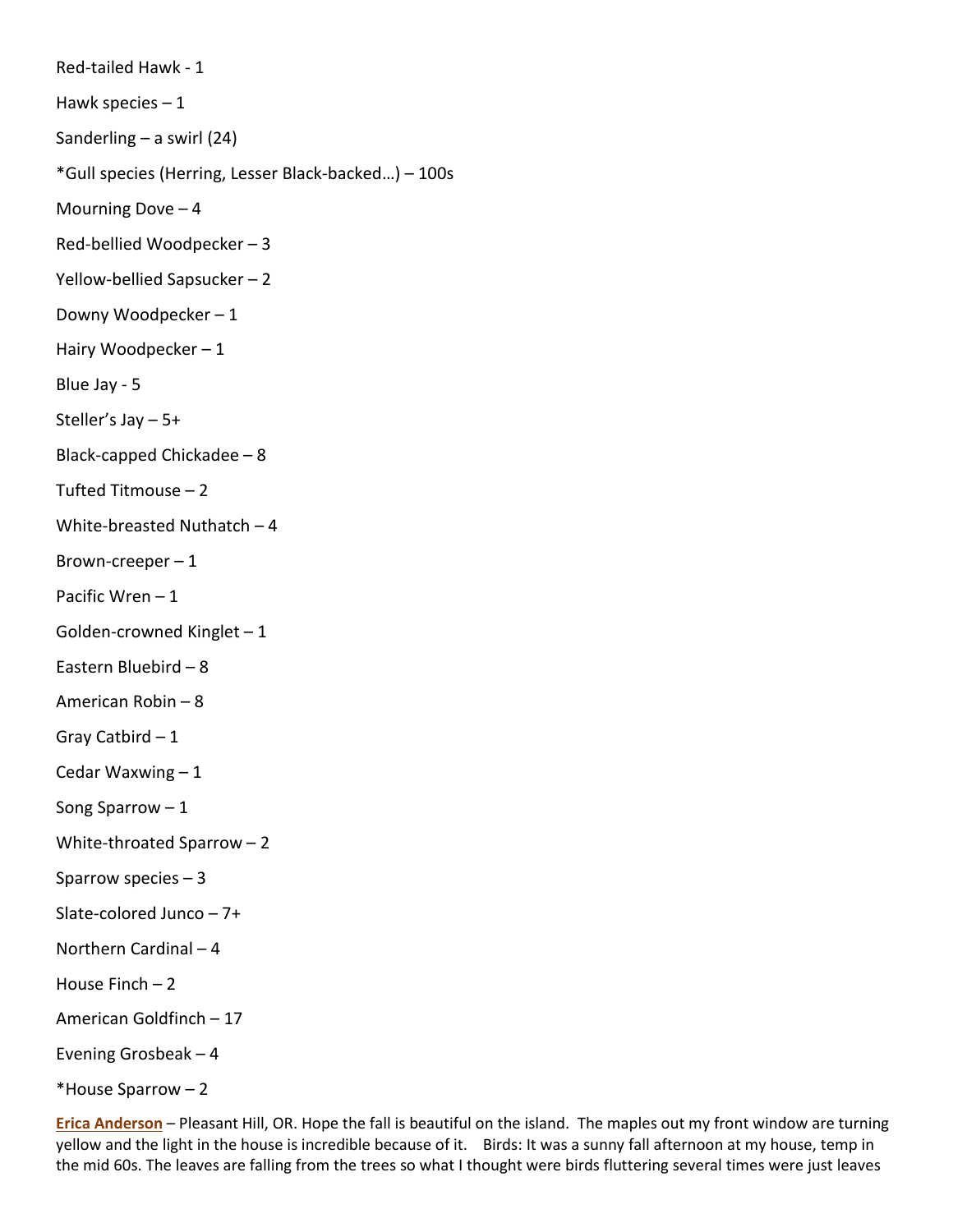Red-tailed Hawk - 1

Hawk species – 1

Sanderling – a swirl (24)

*Gull species (Herring, Lesser Black-backed…) – 100s

Mourning Dove – 4

Red-bellied Woodpecker – 3

Yellow-bellied Sapsucker – 2

Downy Woodpecker – 1

Hairy Woodpecker – 1

Blue Jay - 5

Steller's Jay – 5+

Black-capped Chickadee – 8

Tufted Titmouse – 2

White-breasted Nuthatch – 4

Brown-creeper – 1

Pacific Wren – 1

Golden-crowned Kinglet – 1

Eastern Bluebird – 8

American Robin – 8

Gray Catbird – 1

Cedar Waxwing – 1

Song Sparrow – 1

White-throated Sparrow – 2

Sparrow species – 3

Slate-colored Junco – 7+

Northern Cardinal – 4

House Finch – 2

American Goldfinch – 17

Evening Grosbeak – 4

*House Sparrow – 2

**Erica Anderson** – Pleasant Hill, OR. Hope the fall is beautiful on the island. The maples out my front window are turning yellow and the light in the house is incredible because of it. Birds: It was a sunny fall afternoon at my house, temp in the mid 60s. The leaves are falling from the trees so what I thought were birds fluttering several times were just leaves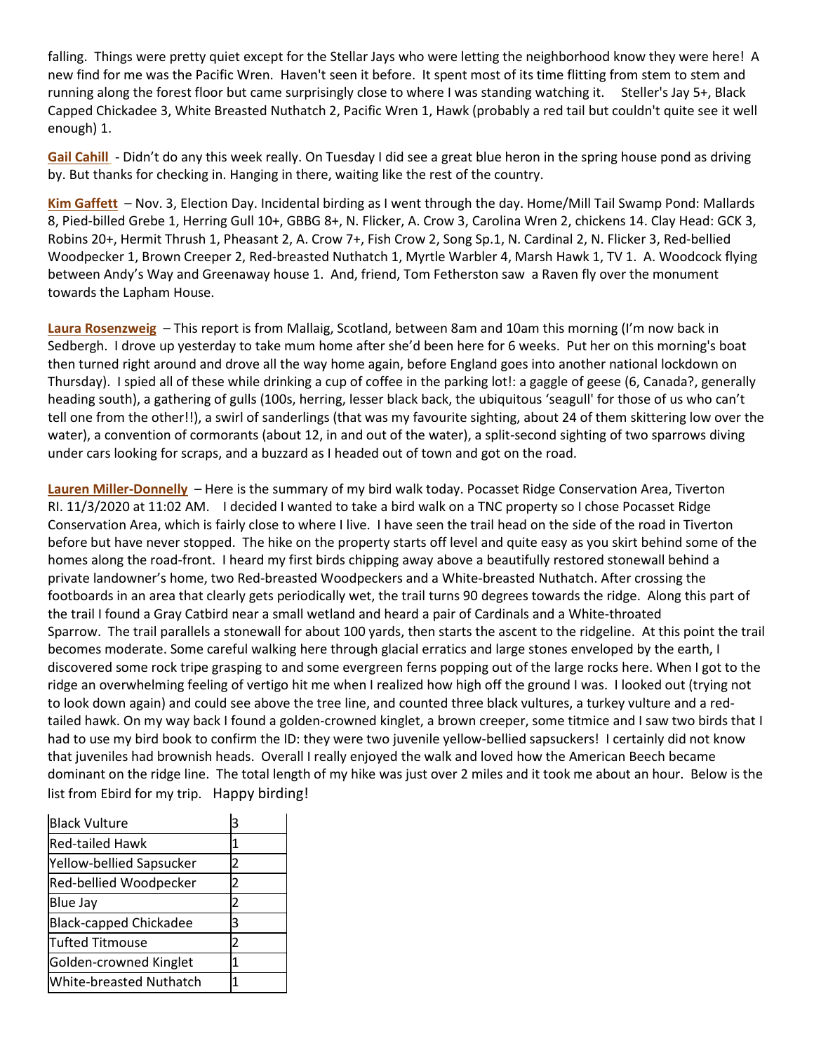falling. Things were pretty quiet except for the Stellar Jays who were letting the neighborhood know they were here! A new find for me was the Pacific Wren. Haven't seen it before. It spent most of its time flitting from stem to stem and running along the forest floor but came surprisingly close to where I was standing watching it. Steller's Jay 5+, Black Capped Chickadee 3, White Breasted Nuthatch 2, Pacific Wren 1, Hawk (probably a red tail but couldn't quite see it well enough) 1.

**Gail Cahill** - Didn't do any this week really. On Tuesday I did see a great blue heron in the spring house pond as driving by. But thanks for checking in. Hanging in there, waiting like the rest of the country.

**Kim Gaffett** – Nov. 3, Election Day. Incidental birding as I went through the day. Home/Mill Tail Swamp Pond: Mallards 8, Pied-billed Grebe 1, Herring Gull 10+, GBBG 8+, N. Flicker, A. Crow 3, Carolina Wren 2, chickens 14. Clay Head: GCK 3, Robins 20+, Hermit Thrush 1, Pheasant 2, A. Crow 7+, Fish Crow 2, Song Sp.1, N. Cardinal 2, N. Flicker 3, Red-bellied Woodpecker 1, Brown Creeper 2, Red-breasted Nuthatch 1, Myrtle Warbler 4, Marsh Hawk 1, TV 1. A. Woodcock flying between Andy's Way and Greenaway house 1. And, friend, Tom Fetherston saw a Raven fly over the monument towards the Lapham House.

**Laura Rosenzweig** – This report is from Mallaig, Scotland, between 8am and 10am this morning (I'm now back in Sedbergh. I drove up yesterday to take mum home after she'd been here for 6 weeks. Put her on this morning's boat then turned right around and drove all the way home again, before England goes into another national lockdown on Thursday). I spied all of these while drinking a cup of coffee in the parking lot!: a gaggle of geese (6, Canada?, generally heading south), a gathering of gulls (100s, herring, lesser black back, the ubiquitous 'seagull' for those of us who can't tell one from the other!!), a swirl of sanderlings (that was my favourite sighting, about 24 of them skittering low over the water), a convention of cormorants (about 12, in and out of the water), a split-second sighting of two sparrows diving under cars looking for scraps, and a buzzard as I headed out of town and got on the road.

**Lauren Miller-Donnelly** – Here is the summary of my bird walk today. Pocasset Ridge Conservation Area, Tiverton RI. 11/3/2020 at 11:02 AM. I decided I wanted to take a bird walk on a TNC property so I chose Pocasset Ridge Conservation Area, which is fairly close to where I live. I have seen the trail head on the side of the road in Tiverton before but have never stopped. The hike on the property starts off level and quite easy as you skirt behind some of the homes along the road-front. I heard my first birds chipping away above a beautifully restored stonewall behind a private landowner's home, two Red-breasted Woodpeckers and a White-breasted Nuthatch. After crossing the footboards in an area that clearly gets periodically wet, the trail turns 90 degrees towards the ridge. Along this part of the trail I found a Gray Catbird near a small wetland and heard a pair of Cardinals and a White-throated Sparrow. The trail parallels a stonewall for about 100 yards, then starts the ascent to the ridgeline. At this point the trail becomes moderate. Some careful walking here through glacial erratics and large stones enveloped by the earth, I discovered some rock tripe grasping to and some evergreen ferns popping out of the large rocks here. When I got to the ridge an overwhelming feeling of vertigo hit me when I realized how high off the ground I was. I looked out (trying not to look down again) and could see above the tree line, and counted three black vultures, a turkey vulture and a red-tailed hawk. On my way back I found a golden-crowned kinglet, a brown creeper, some titmice and I saw two birds that I had to use my bird book to confirm the ID: they were two juvenile yellow-bellied sapsuckers! I certainly did not know that juveniles had brownish heads. Overall I really enjoyed the walk and loved how the American Beech became dominant on the ridge line. The total length of my hike was just over 2 miles and it took me about an hour. Below is the list from Ebird for my trip. Happy birding!

| | |
|---|---|
| Black Vulture | 3 |
| Red-tailed Hawk | 1 |
| Yellow-bellied Sapsucker | 2 |
| Red-bellied Woodpecker | 2 |
| Blue Jay | 2 |
| Black-capped Chickadee | 3 |
| Tufted Titmouse | 2 |
| Golden-crowned Kinglet | 1 |
| White-breasted Nuthatch | 1 |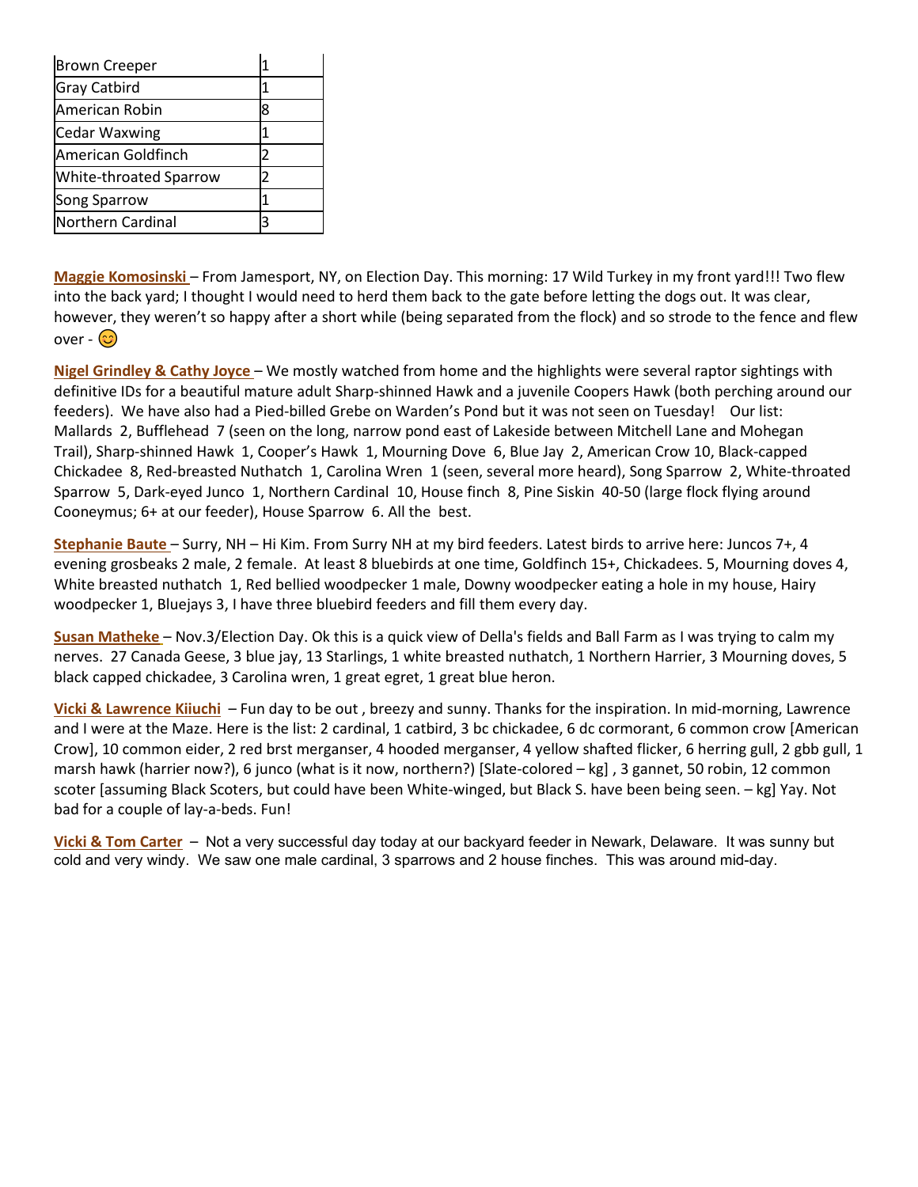| | |
|---|---|
| Brown Creeper | 1 |
| Gray Catbird | 1 |
| American Robin | 8 |
| Cedar Waxwing | 1 |
| American Goldfinch | 2 |
| White-throated Sparrow | 2 |
| Song Sparrow | 1 |
| Northern Cardinal | 3 |

**Maggie Komosinski** – From Jamesport, NY, on Election Day. This morning: 17 Wild Turkey in my front yard!!! Two flew into the back yard; I thought I would need to herd them back to the gate before letting the dogs out. It was clear, however, they weren't so happy after a short while (being separated from the flock) and so strode to the fence and flew over - 😊

**Nigel Grindley & Cathy Joyce** – We mostly watched from home and the highlights were several raptor sightings with definitive IDs for a beautiful mature adult Sharp-shinned Hawk and a juvenile Coopers Hawk (both perching around our feeders). We have also had a Pied-billed Grebe on Warden's Pond but it was not seen on Tuesday! Our list: Mallards 2, Bufflehead 7 (seen on the long, narrow pond east of Lakeside between Mitchell Lane and Mohegan Trail), Sharp-shinned Hawk 1, Cooper's Hawk 1, Mourning Dove 6, Blue Jay 2, American Crow 10, Black-capped Chickadee 8, Red-breasted Nuthatch 1, Carolina Wren 1 (seen, several more heard), Song Sparrow 2, White-throated Sparrow 5, Dark-eyed Junco 1, Northern Cardinal 10, House finch 8, Pine Siskin 40-50 (large flock flying around Cooneymus; 6+ at our feeder), House Sparrow 6. All the best.

**Stephanie Baute** – Surry, NH – Hi Kim. From Surry NH at my bird feeders. Latest birds to arrive here: Juncos 7+, 4 evening grosbeaks 2 male, 2 female. At least 8 bluebirds at one time, Goldfinch 15+, Chickadees. 5, Mourning doves 4, White breasted nuthatch 1, Red bellied woodpecker 1 male, Downy woodpecker eating a hole in my house, Hairy woodpecker 1, Bluejays 3, I have three bluebird feeders and fill them every day.

**Susan Matheke** – Nov.3/Election Day. Ok this is a quick view of Della's fields and Ball Farm as I was trying to calm my nerves. 27 Canada Geese, 3 blue jay, 13 Starlings, 1 white breasted nuthatch, 1 Northern Harrier, 3 Mourning doves, 5 black capped chickadee, 3 Carolina wren, 1 great egret, 1 great blue heron.

**Vicki & Lawrence Kiiuchi** – Fun day to be out , breezy and sunny. Thanks for the inspiration. In mid-morning, Lawrence and I were at the Maze. Here is the list: 2 cardinal, 1 catbird, 3 bc chickadee, 6 dc cormorant, 6 common crow [American Crow], 10 common eider, 2 red brst merganser, 4 hooded merganser, 4 yellow shafted flicker, 6 herring gull, 2 gbb gull, 1 marsh hawk (harrier now?), 6 junco (what is it now, northern?) [Slate-colored – kg] , 3 gannet, 50 robin, 12 common scoter [assuming Black Scoters, but could have been White-winged, but Black S. have been being seen. – kg] Yay. Not bad for a couple of lay-a-beds. Fun!

**Vicki & Tom Carter** – Not a very successful day today at our backyard feeder in Newark, Delaware. It was sunny but cold and very windy. We saw one male cardinal, 3 sparrows and 2 house finches. This was around mid-day.